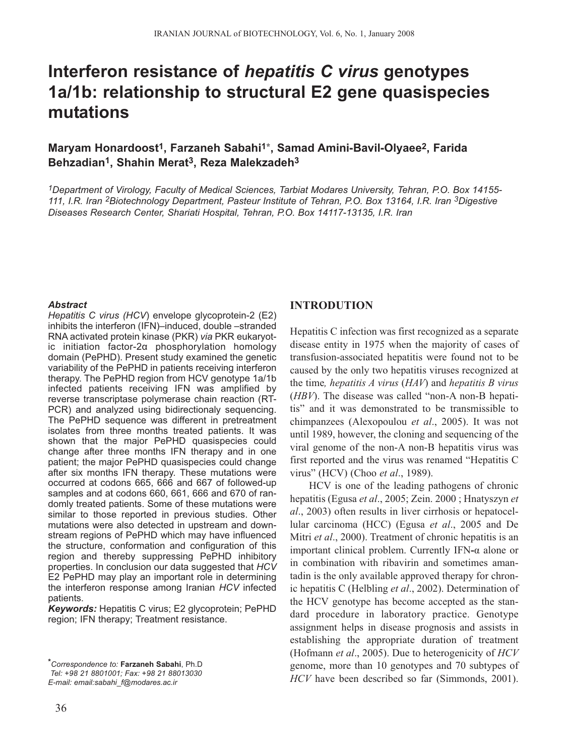# Interferon resistance of *hepatitis C virus* genotypes 1a/1b: relationship to structural E2 gene quasispecies mutations

**Maryam Honardoost[1], Farzaneh Sabahi[1]*, Samad Amini-Bavil-Olyaee[2], Farida Behzadian[1], Shahin Merat[3], Reza Malekzadeh[3]**

*[1]Department of Virology, Faculty of Medical Sciences, Tarbiat Modares University, Tehran, P.O. Box 14155-111, I.R. Iran [2]Biotechnology Department, Pasteur Institute of Tehran, P.O. Box 13164, I.R. Iran [3]Digestive Diseases Research Center, Shariati Hospital, Tehran, P.O. Box 14117-13135, I.R. Iran*

***Abstract***

*Hepatitis C virus (HCV*) envelope glycoprotein-2 (E2) inhibits the interferon (IFN)–induced, double –stranded RNA activated protein kinase (PKR) *via* PKR eukaryotic initiation factor-2α phosphorylation homology domain (PePHD). Present study examined the genetic variability of the PePHD in patients receiving interferon therapy. The PePHD region from HCV genotype 1a/1b infected patients receiving IFN was amplified by reverse transcriptase polymerase chain reaction (RT-PCR) and analyzed using bidirectionaly sequencing. The PePHD sequence was different in pretreatment isolates from three months treated patients. It was shown that the major PePHD quasispecies could change after three months IFN therapy and in one patient; the major PePHD quasispecies could change after six months IFN therapy. These mutations were occurred at codons 665, 666 and 667 of followed-up samples and at codons 660, 661, 666 and 670 of randomly treated patients. Some of these mutations were similar to those reported in previous studies. Other mutations were also detected in upstream and downstream regions of PePHD which may have influenced the structure, conformation and configuration of this region and thereby suppressing PePHD inhibitory properties. In conclusion our data suggested that *HCV* E2 PePHD may play an important role in determining the interferon response among Iranian *HCV* infected patients.

***Keywords:*** Hepatitis C virus; E2 glycoprotein; PePHD region; IFN therapy; Treatment resistance.

*Correspondence to:* **Farzaneh Sabahi**, Ph.D
*Tel: +98 21 8801001; Fax: +98 21 88013030*
*E-mail: email:sabahi_f@modares.ac.ir*

## INTRODUTION

Hepatitis C infection was first recognized as a separate disease entity in 1975 when the majority of cases of transfusion-associated hepatitis were found not to be caused by the only two hepatitis viruses recognized at the time*, hepatitis A virus* (*HAV*) and *hepatitis B virus* (*HBV*). The disease was called "non-A non-B hepatitis" and it was demonstrated to be transmissible to chimpanzees (Alexopoulou *et al*., 2005). It was not until 1989, however, the cloning and sequencing of the viral genome of the non-A non-B hepatitis virus was first reported and the virus was renamed "Hepatitis C virus" (HCV) (Choo *et al*., 1989).

HCV is one of the leading pathogens of chronic hepatitis (Egusa *et al*., 2005; Zein. 2000 ; Hnatyszyn *et al*., 2003) often results in liver cirrhosis or hepatocellular carcinoma (HCC) (Egusa *et al*., 2005 and De Mitri *et al*., 2000). Treatment of chronic hepatitis is an important clinical problem. Currently IFN-α alone or in combination with ribavirin and sometimes amantadin is the only available approved therapy for chronic hepatitis C (Helbling *et al*., 2002). Determination of the HCV genotype has become accepted as the standard procedure in laboratory practice. Genotype assignment helps in disease prognosis and assists in establishing the appropriate duration of treatment (Hofmann *et al*., 2005). Due to heterogenicity of *HCV* genome, more than 10 genotypes and 70 subtypes of *HCV* have been described so far (Simmonds, 2001).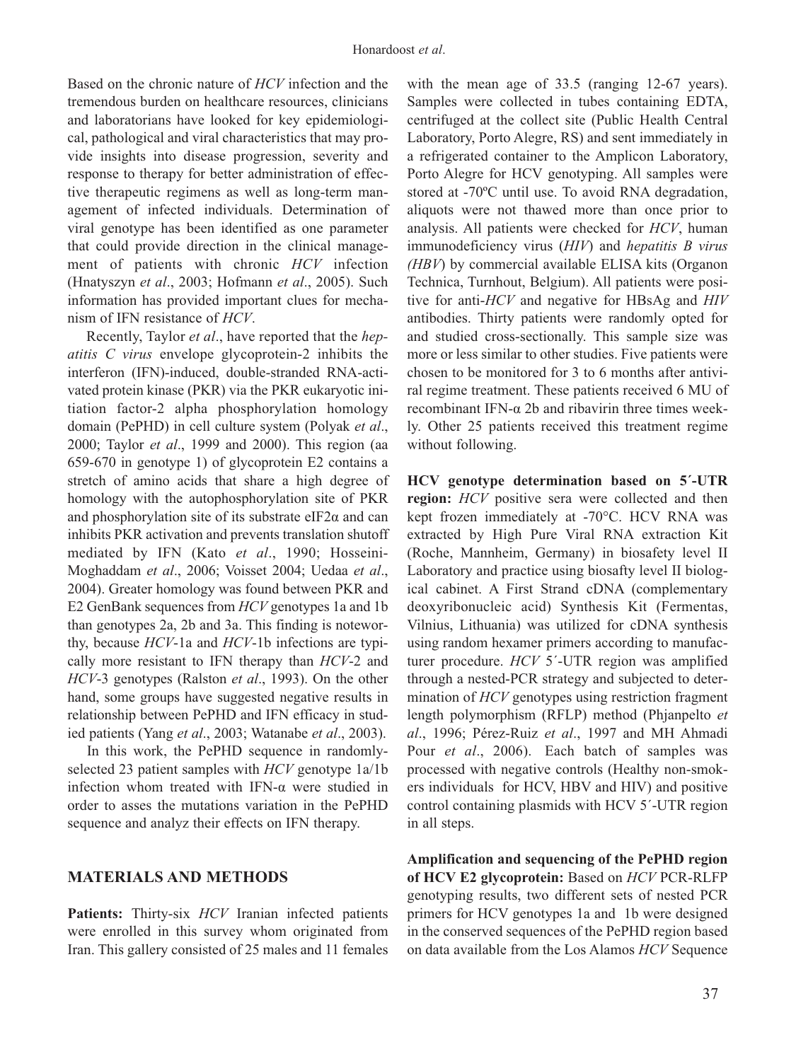Based on the chronic nature of *HCV* infection and the tremendous burden on healthcare resources, clinicians and laboratorians have looked for key epidemiological, pathological and viral characteristics that may provide insights into disease progression, severity and response to therapy for better administration of effective therapeutic regimens as well as long-term management of infected individuals. Determination of viral genotype has been identified as one parameter that could provide direction in the clinical management of patients with chronic *HCV* infection (Hnatyszyn *et al*., 2003; Hofmann *et al*., 2005). Such information has provided important clues for mechanism of IFN resistance of *HCV*.

Recently, Taylor *et al*., have reported that the *hepatitis C virus* envelope glycoprotein-2 inhibits the interferon (IFN)-induced, double-stranded RNA-activated protein kinase (PKR) via the PKR eukaryotic initiation factor-2 alpha phosphorylation homology domain (PePHD) in cell culture system (Polyak *et al*., 2000; Taylor *et al*., 1999 and 2000). This region (aa 659-670 in genotype 1) of glycoprotein E2 contains a stretch of amino acids that share a high degree of homology with the autophosphorylation site of PKR and phosphorylation site of its substrate eIF2α and can inhibits PKR activation and prevents translation shutoff mediated by IFN (Kato *et al*., 1990; Hosseini-Moghaddam *et al*., 2006; Voisset 2004; Uedaa *et al*., 2004). Greater homology was found between PKR and E2 GenBank sequences from *HCV* genotypes 1a and 1b than genotypes 2a, 2b and 3a. This finding is noteworthy, because *HCV*-1a and *HCV*-1b infections are typically more resistant to IFN therapy than *HCV*-2 and *HCV*-3 genotypes (Ralston *et al*., 1993). On the other hand, some groups have suggested negative results in relationship between PePHD and IFN efficacy in studied patients (Yang *et al*., 2003; Watanabe *et al*., 2003).

In this work, the PePHD sequence in randomly-selected 23 patient samples with *HCV* genotype 1a/1b infection whom treated with IFN-α were studied in order to asses the mutations variation in the PePHD sequence and analyz their effects on IFN therapy.

## MATERIALS AND METHODS

**Patients:** Thirty-six *HCV* Iranian infected patients were enrolled in this survey whom originated from Iran. This gallery consisted of 25 males and 11 females with the mean age of 33.5 (ranging 12-67 years). Samples were collected in tubes containing EDTA, centrifuged at the collect site (Public Health Central Laboratory, Porto Alegre, RS) and sent immediately in a refrigerated container to the Amplicon Laboratory, Porto Alegre for HCV genotyping. All samples were stored at -70ºC until use. To avoid RNA degradation, aliquots were not thawed more than once prior to analysis. All patients were checked for *HCV*, human immunodeficiency virus (*HIV*) and *hepatitis B virus (HBV*) by commercial available ELISA kits (Organon Technica, Turnhout, Belgium). All patients were positive for anti-*HCV* and negative for HBsAg and *HIV* antibodies. Thirty patients were randomly opted for and studied cross-sectionally. This sample size was more or less similar to other studies. Five patients were chosen to be monitored for 3 to 6 months after antiviral regime treatment. These patients received 6 MU of recombinant IFN-α 2b and ribavirin three times weekly. Other 25 patients received this treatment regime without following.

**HCV genotype determination based on 5´-UTR region:** *HCV* positive sera were collected and then kept frozen immediately at -70°C. HCV RNA was extracted by High Pure Viral RNA extraction Kit (Roche, Mannheim, Germany) in biosafety level II Laboratory and practice using biosafty level II biological cabinet. A First Strand cDNA (complementary deoxyribonucleic acid) Synthesis Kit (Fermentas, Vilnius, Lithuania) was utilized for cDNA synthesis using random hexamer primers according to manufacturer procedure. *HCV* 5´-UTR region was amplified through a nested-PCR strategy and subjected to determination of *HCV* genotypes using restriction fragment length polymorphism (RFLP) method (Phjanpelto *et al*., 1996; Pérez-Ruiz *et al*., 1997 and MH Ahmadi Pour *et al*., 2006). Each batch of samples was processed with negative controls (Healthy non-smokers individuals for HCV, HBV and HIV) and positive control containing plasmids with HCV 5´-UTR region in all steps.

**Amplification and sequencing of the PePHD region of HCV E2 glycoprotein:** Based on *HCV* PCR-RLFP genotyping results, two different sets of nested PCR primers for HCV genotypes 1a and 1b were designed in the conserved sequences of the PePHD region based on data available from the Los Alamos *HCV* Sequence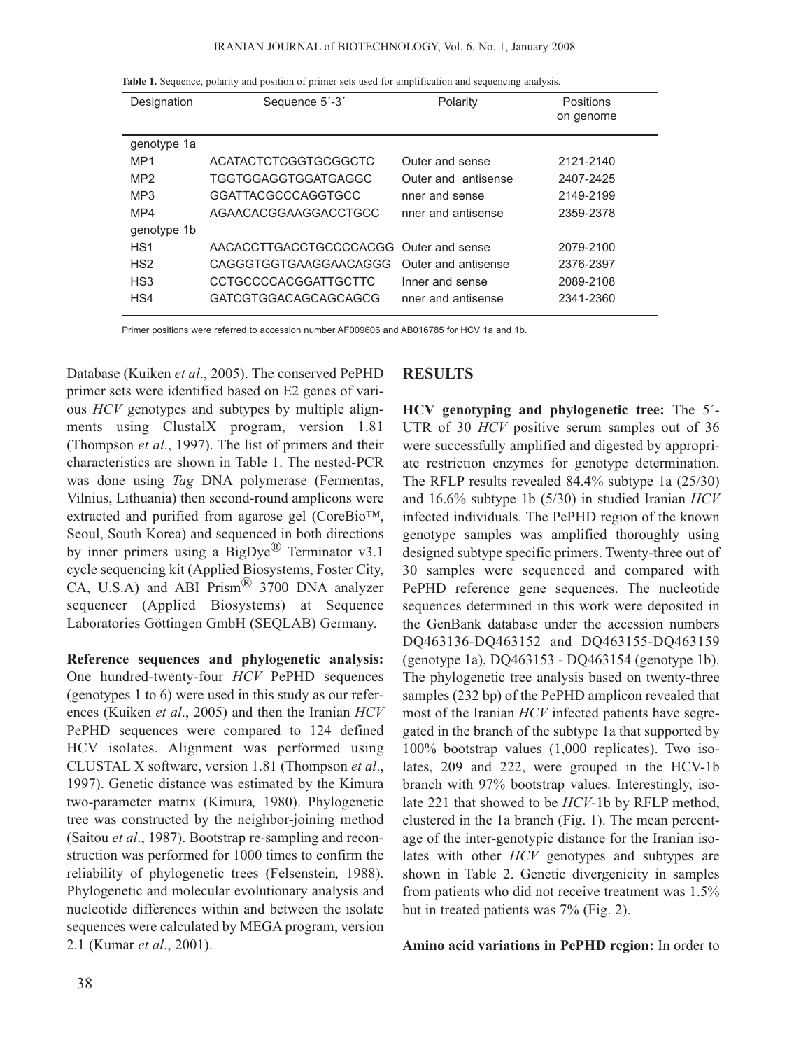**Table 1.** Sequence, polarity and position of primer sets used for amplification and sequencing analysis.

| Designation | Sequence 5´-3´ | Polarity | Positions on genome |
|---|---|---|---|
| genotype 1a | | | |
| MP1 | ACATACTCTCGGTGCGGCTC | Outer and sense | 2121-2140 |
| MP2 | TGGTGGAGGTGGATGAGGC | Outer and antisense | 2407-2425 |
| MP3 | GGATTACGCCCAGGTGCC | nner and sense | 2149-2199 |
| MP4 | AGAACACGGAAGGACCTGCC | nner and antisense | 2359-2378 |
| genotype 1b | | | |
| HS1 | AACACCTTGACCTGCCCCACGG | Outer and sense | 2079-2100 |
| HS2 | CAGGGTGGTGAAGGAACAGGG | Outer and antisense | 2376-2397 |
| HS3 | CCTGCCCCACGGATTGCTTC | Inner and sense | 2089-2108 |
| HS4 | GATCGTGGACAGCAGCAGCG | nner and antisense | 2341-2360 |

Primer positions were referred to accession number AF009606 and AB016785 for HCV 1a and 1b.

Database (Kuiken *et al*., 2005). The conserved PePHD primer sets were identified based on E2 genes of various *HCV* genotypes and subtypes by multiple alignments using ClustalX program, version 1.81 (Thompson *et al*., 1997). The list of primers and their characteristics are shown in Table 1. The nested-PCR was done using *Tag* DNA polymerase (Fermentas, Vilnius, Lithuania) then second-round amplicons were extracted and purified from agarose gel (CoreBio™, Seoul, South Korea) and sequenced in both directions by inner primers using a BigDye® Terminator v3.1 cycle sequencing kit (Applied Biosystems, Foster City, CA, U.S.A) and ABI Prism® 3700 DNA analyzer sequencer (Applied Biosystems) at Sequence Laboratories Göttingen GmbH (SEQLAB) Germany.

**Reference sequences and phylogenetic analysis:** One hundred-twenty-four *HCV* PePHD sequences (genotypes 1 to 6) were used in this study as our references (Kuiken *et al*., 2005) and then the Iranian *HCV* PePHD sequences were compared to 124 defined HCV isolates. Alignment was performed using CLUSTAL X software, version 1.81 (Thompson *et al*., 1997). Genetic distance was estimated by the Kimura two-parameter matrix (Kimura*,* 1980). Phylogenetic tree was constructed by the neighbor-joining method (Saitou *et al*., 1987). Bootstrap re-sampling and reconstruction was performed for 1000 times to confirm the reliability of phylogenetic trees (Felsenstein*,* 1988). Phylogenetic and molecular evolutionary analysis and nucleotide differences within and between the isolate sequences were calculated by MEGA program, version 2.1 (Kumar *et al*., 2001).

## RESULTS

**HCV genotyping and phylogenetic tree:** The 5´-UTR of 30 *HCV* positive serum samples out of 36 were successfully amplified and digested by appropriate restriction enzymes for genotype determination. The RFLP results revealed 84.4% subtype 1a (25/30) and 16.6% subtype 1b (5/30) in studied Iranian *HCV* infected individuals. The PePHD region of the known genotype samples was amplified thoroughly using designed subtype specific primers. Twenty-three out of 30 samples were sequenced and compared with PePHD reference gene sequences. The nucleotide sequences determined in this work were deposited in the GenBank database under the accession numbers DQ463136-DQ463152 and DQ463155-DQ463159 (genotype 1a), DQ463153 - DQ463154 (genotype 1b). The phylogenetic tree analysis based on twenty-three samples (232 bp) of the PePHD amplicon revealed that most of the Iranian *HCV* infected patients have segregated in the branch of the subtype 1a that supported by 100% bootstrap values (1,000 replicates). Two isolates, 209 and 222, were grouped in the HCV-1b branch with 97% bootstrap values. Interestingly, isolate 221 that showed to be *HCV*-1b by RFLP method, clustered in the 1a branch (Fig. 1). The mean percentage of the inter-genotypic distance for the Iranian isolates with other *HCV* genotypes and subtypes are shown in Table 2. Genetic divergenicity in samples from patients who did not receive treatment was 1.5% but in treated patients was 7% (Fig. 2).

**Amino acid variations in PePHD region:** In order to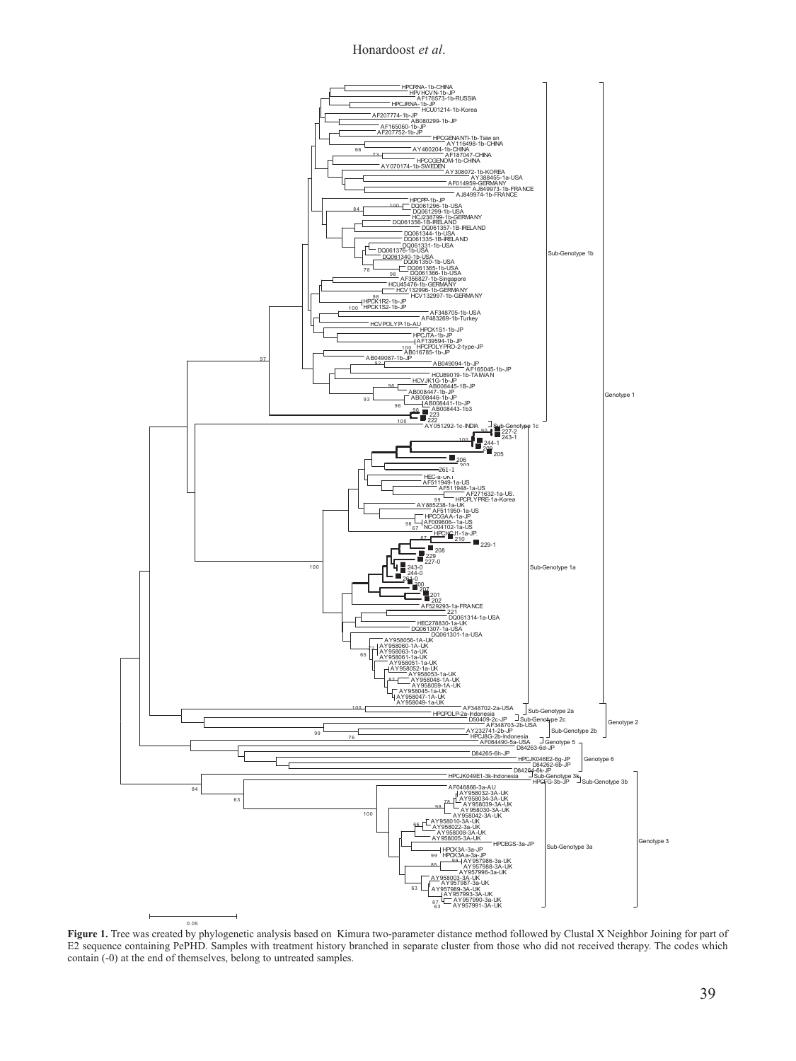**Figure 1.** Tree was created by phylogenetic analysis based on Kimura two-parameter distance method followed by Clustal X Neighbor Joining for part of E2 sequence containing PePHD. Samples with treatment history branched in separate cluster from those who did not received therapy. The codes which contain (-0) at the end of themselves, belong to untreated samples.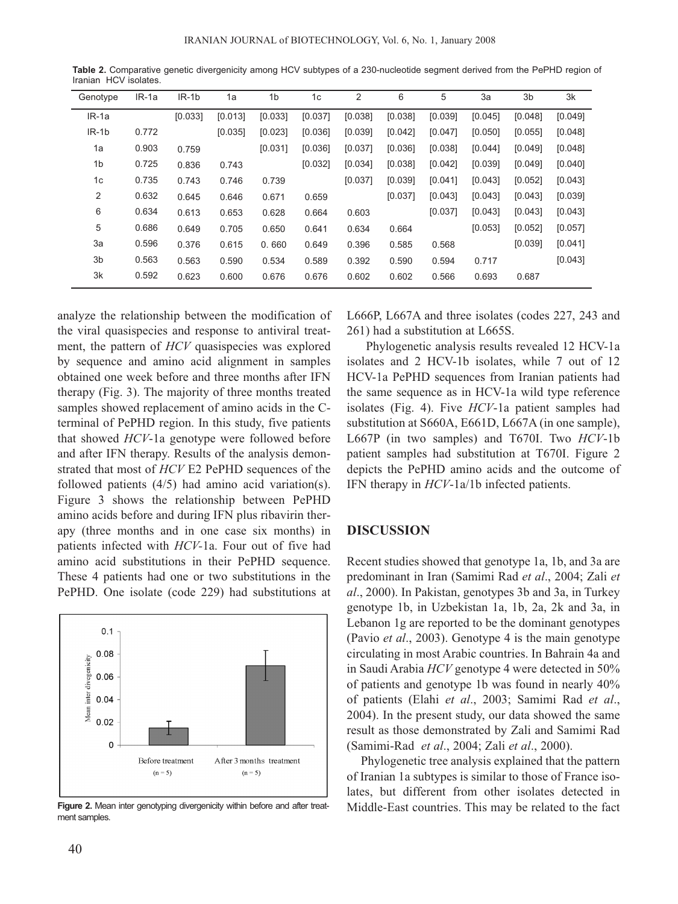**Table 2.** Comparative genetic divergenicity among HCV subtypes of a 230-nucleotide segment derived from the PePHD region of Iranian HCV isolates.

| Genotype | IR-1a | IR-1b | 1a | 1b | 1c | 2 | 6 | 5 | 3a | 3b | 3k |
|---|---|---|---|---|---|---|---|---|---|---|---|
| IR-1a | | [0.033] | [0.013] | [0.033] | [0.037] | [0.038] | [0.038] | [0.039] | [0.045] | [0.048] | [0.049] |
| IR-1b | 0.772 | | [0.035] | [0.023] | [0.036] | [0.039] | [0.042] | [0.047] | [0.050] | [0.055] | [0.048] |
| 1a | 0.903 | 0.759 | | [0.031] | [0.036] | [0.037] | [0.036] | [0.038] | [0.044] | [0.049] | [0.048] |
| 1b | 0.725 | 0.836 | 0.743 | | [0.032] | [0.034] | [0.038] | [0.042] | [0.039] | [0.049] | [0.040] |
| 1c | 0.735 | 0.743 | 0.746 | 0.739 | | [0.037] | [0.039] | [0.041] | [0.043] | [0.052] | [0.043] |
| 2 | 0.632 | 0.645 | 0.646 | 0.671 | 0.659 | | [0.037] | [0.043] | [0.043] | [0.043] | [0.039] |
| 6 | 0.634 | 0.613 | 0.653 | 0.628 | 0.664 | 0.603 | | [0.037] | [0.043] | [0.043] | [0.043] |
| 5 | 0.686 | 0.649 | 0.705 | 0.650 | 0.641 | 0.634 | 0.664 | | [0.053] | [0.052] | [0.057] |
| 3a | 0.596 | 0.376 | 0.615 | 0. 660 | 0.649 | 0.396 | 0.585 | 0.568 | | [0.039] | [0.041] |
| 3b | 0.563 | 0.563 | 0.590 | 0.534 | 0.589 | 0.392 | 0.590 | 0.594 | 0.717 | | [0.043] |
| 3k | 0.592 | 0.623 | 0.600 | 0.676 | 0.676 | 0.602 | 0.602 | 0.566 | 0.693 | 0.687 | |

analyze the relationship between the modification of the viral quasispecies and response to antiviral treatment, the pattern of *HCV* quasispecies was explored by sequence and amino acid alignment in samples obtained one week before and three months after IFN therapy (Fig. 3). The majority of three months treated samples showed replacement of amino acids in the C-terminal of PePHD region. In this study, five patients that showed *HCV*-1a genotype were followed before and after IFN therapy. Results of the analysis demonstrated that most of *HCV* E2 PePHD sequences of the followed patients (4/5) had amino acid variation(s). Figure 3 shows the relationship between PePHD amino acids before and during IFN plus ribavirin therapy (three months and in one case six months) in patients infected with *HCV*-1a. Four out of five had amino acid substitutions in their PePHD sequence. These 4 patients had one or two substitutions in the PePHD. One isolate (code 229) had substitutions at L666P, L667A and three isolates (codes 227, 243 and 261) had a substitution at L665S.

**Figure 2.** Mean inter genotyping divergenicity within before and after treatment samples.

Phylogenetic analysis results revealed 12 HCV-1a isolates and 2 HCV-1b isolates, while 7 out of 12 HCV-1a PePHD sequences from Iranian patients had the same sequence as in HCV-1a wild type reference isolates (Fig. 4). Five *HCV*-1a patient samples had substitution at S660A, E661D, L667A (in one sample), L667P (in two samples) and T670I. Two *HCV*-1b patient samples had substitution at T670I. Figure 2 depicts the PePHD amino acids and the outcome of IFN therapy in *HCV*-1a/1b infected patients.

## DISCUSSION

Recent studies showed that genotype 1a, 1b, and 3a are predominant in Iran (Samimi Rad *et al*., 2004; Zali *et al*., 2000). In Pakistan, genotypes 3b and 3a, in Turkey genotype 1b, in Uzbekistan 1a, 1b, 2a, 2k and 3a, in Lebanon 1g are reported to be the dominant genotypes (Pavio *et al*., 2003). Genotype 4 is the main genotype circulating in most Arabic countries. In Bahrain 4a and in Saudi Arabia *HCV* genotype 4 were detected in 50% of patients and genotype 1b was found in nearly 40% of patients (Elahi *et al*., 2003; Samimi Rad *et al*., 2004). In the present study, our data showed the same result as those demonstrated by Zali and Samimi Rad (Samimi-Rad *et al*., 2004; Zali *et al*., 2000).

Phylogenetic tree analysis explained that the pattern of Iranian 1a subtypes is similar to those of France isolates, but different from other isolates detected in Middle-East countries. This may be related to the fact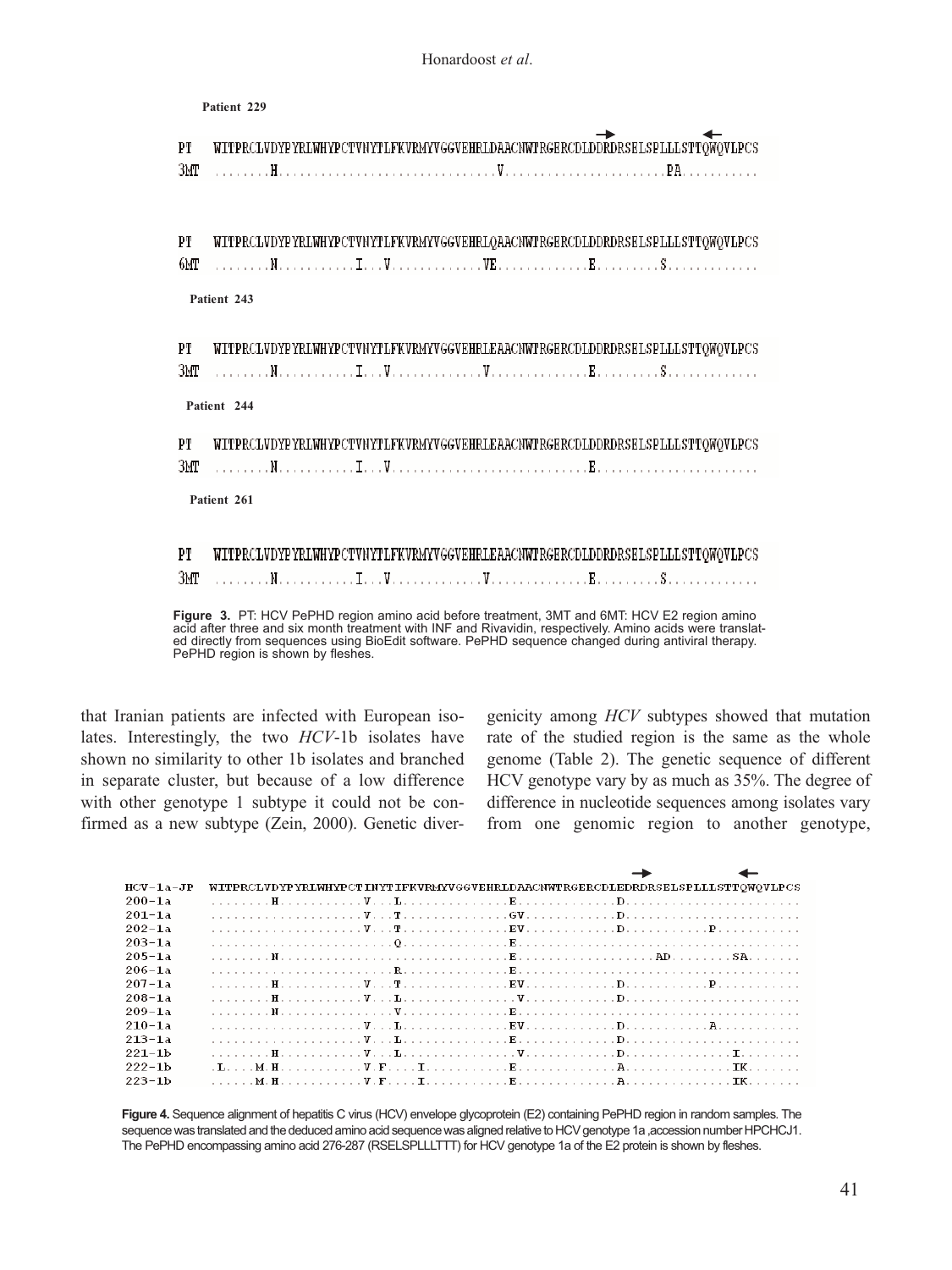**Patient 229**

```
PT   WITPRCLVDYPYRLWHYPCTVNYTLFKVRMYVGGVEHRLDAACNWTRGERCDLDDRDRSELSPLLLSTTQWQVLPCS
3MT  ........H..............................V......................PA..........
```

```
PT   WITPRCLVDYPYRLWHYPCTVNYTLFKVRMYVGGVEHRLQAACNWTRGERCDLDDRDRSELSPLLLSTTQWQVLPCS
6MT  ........N...........I...V.............VE.............E.........S............
```

**Patient 243**

```
PT   WITPRCLVDYPYRLWHYPCTVNYTLFKVRMYVGGVEHRLEAACNWTRGERCDLDDRDRSELSPLLLSTTQWQVLPCS
3MT  ........N...........I...V.............V..............E.........S............
```

**Patient 244**

```
PT   WITPRCLVDYPYRLWHYPCTVNYTLFKVRMYVGGVEHRLEAACNWTRGERCDLDDRDRSELSPLLLSTTQWQVLPCS
3MT  ........N...........I...V...........................E.......................
```

**Patient 261**

```
PT   WITPRCLVDYPYRLWHYPCTVNYTLFKVRMYVGGVEHRLEAACNWTRGERCDLDDRDRSELSPLLLSTTQWQVLPCS
3MT  ........N...........I...V.............V..............E.........S............
```

**Figure 3.** PT: HCV PePHD region amino acid before treatment, 3MT and 6MT: HCV E2 region amino acid after three and six month treatment with INF and Rivavidin, respectively. Amino acids were translated directly from sequences using BioEdit software. PePHD sequence changed during antiviral therapy. PePHD region is shown by fleshes.

that Iranian patients are infected with European isolates. Interestingly, the two *HCV*-1b isolates have shown no similarity to other 1b isolates and branched in separate cluster, but because of a low difference with other genotype 1 subtype it could not be confirmed as a new subtype (Zein, 2000). Genetic diver-genicity among *HCV* subtypes showed that mutation rate of the studied region is the same as the whole genome (Table 2). The genetic sequence of different HCV genotype vary by as much as 35%. The degree of difference in nucleotide sequences among isolates vary from one genomic region to another genotype,

```
HCV-1a-JP  WITPRCLVDYPYRLWHYPCTINYTIFKVRMYVGGVEHRLDAACNWTRGERCDLEDRDRSELSPLLLSTTQWQVLPCS
200-1a     ........H...........V...L..............E.............D.......................
201-1a     ....................V...T..............GV............D.......................
202-1a     ....................V...T..............EV............D...........P...........
203-1a     ........................Q..............E.....................................
205-1a     ........N..............................E..................AD........SA.......
206-1a     ........................R..............E.....................................
207-1a     ........H...........V...T..............EV............D...........P...........
208-1a     ........H...........V...L...............V............D.......................
209-1a     ........N...............V..............E.....................................
210-1a     ....................V...L..............EV............D...........A...........
213-1a     ....................V...L..............E.............D.......................
221-1b     ........H...........V...L...............V............D..............I........
222-1b     .L....M.H...........V.F....I...........E.............A..............IK.......
223-1b     ......M.H...........V.F....I...........E.............A..............IK.......
```

**Figure 4.** Sequence alignment of hepatitis C virus (HCV) envelope glycoprotein (E2) containing PePHD region in random samples. The sequence was translated and the deduced amino acid sequence was aligned relative to HCV genotype 1a ,accession number HPCHCJ1. The PePHD encompassing amino acid 276-287 (RSELSPLLLTTT) for HCV genotype 1a of the E2 protein is shown by fleshes.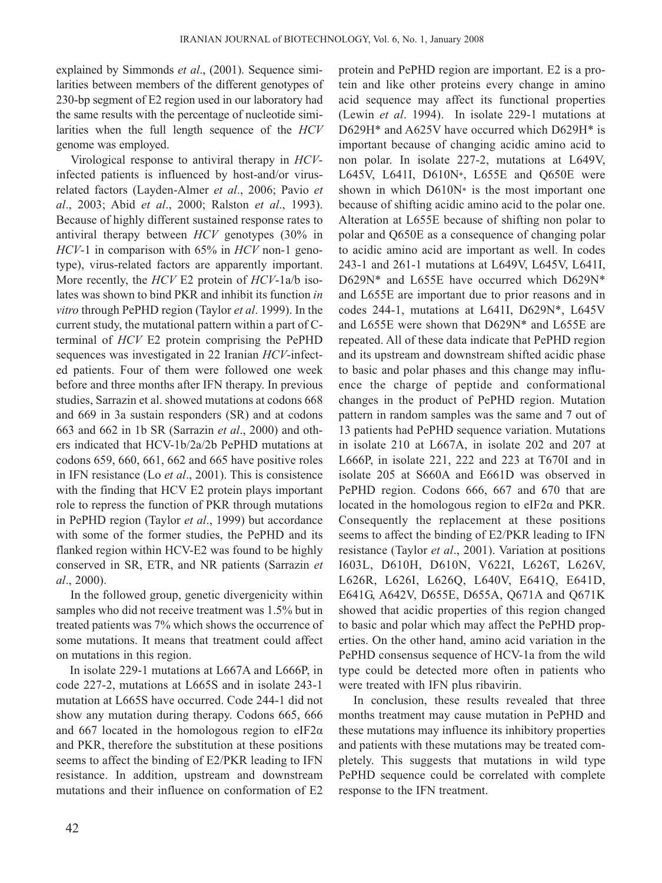explained by Simmonds *et al*., (2001). Sequence similarities between members of the different genotypes of 230-bp segment of E2 region used in our laboratory had the same results with the percentage of nucleotide similarities when the full length sequence of the *HCV* genome was employed.

Virological response to antiviral therapy in *HCV*-infected patients is influenced by host-and/or virus-related factors (Layden-Almer *et al*., 2006; Pavio *et al*., 2003; Abid *et al*., 2000; Ralston *et al*., 1993). Because of highly different sustained response rates to antiviral therapy between *HCV* genotypes (30% in *HCV*-1 in comparison with 65% in *HCV* non-1 genotype), virus-related factors are apparently important. More recently, the *HCV* E2 protein of *HCV*-1a/b isolates was shown to bind PKR and inhibit its function *in vitro* through PePHD region (Taylor *et al*. 1999). In the current study, the mutational pattern within a part of C-terminal of *HCV* E2 protein comprising the PePHD sequences was investigated in 22 Iranian *HCV*-infected patients. Four of them were followed one week before and three months after IFN therapy. In previous studies, Sarrazin et al. showed mutations at codons 668 and 669 in 3a sustain responders (SR) and at codons 663 and 662 in 1b SR (Sarrazin *et al*., 2000) and others indicated that HCV-1b/2a/2b PePHD mutations at codons 659, 660, 661, 662 and 665 have positive roles in IFN resistance (Lo *et al*., 2001). This is consistence with the finding that HCV E2 protein plays important role to repress the function of PKR through mutations in PePHD region (Taylor *et al*., 1999) but accordance with some of the former studies, the PePHD and its flanked region within HCV-E2 was found to be highly conserved in SR, ETR, and NR patients (Sarrazin *et al*., 2000).

In the followed group, genetic divergenicity within samples who did not receive treatment was 1.5% but in treated patients was 7% which shows the occurrence of some mutations. It means that treatment could affect on mutations in this region.

In isolate 229-1 mutations at L667A and L666P, in code 227-2, mutations at L665S and in isolate 243-1 mutation at L665S have occurred. Code 244-1 did not show any mutation during therapy. Codons 665, 666 and 667 located in the homologous region to eIF2α and PKR, therefore the substitution at these positions seems to affect the binding of E2/PKR leading to IFN resistance. In addition, upstream and downstream mutations and their influence on conformation of E2 protein and PePHD region are important. E2 is a protein and like other proteins every change in amino acid sequence may affect its functional properties (Lewin *et al*. 1994). In isolate 229-1 mutations at D629H* and A625V have occurred which D629H* is important because of changing acidic amino acid to non polar. In isolate 227-2, mutations at L649V, L645V, L641I, D610N*, L655E and Q650E were shown in which D610N* is the most important one because of shifting acidic amino acid to the polar one. Alteration at L655E because of shifting non polar to polar and Q650E as a consequence of changing polar to acidic amino acid are important as well. In codes 243-1 and 261-1 mutations at L649V, L645V, L641I, D629N* and L655E have occurred which D629N* and L655E are important due to prior reasons and in codes 244-1, mutations at L641I, D629N*, L645V and L655E were shown that D629N* and L655E are repeated. All of these data indicate that PePHD region and its upstream and downstream shifted acidic phase to basic and polar phases and this change may influence the charge of peptide and conformational changes in the product of PePHD region. Mutation pattern in random samples was the same and 7 out of 13 patients had PePHD sequence variation. Mutations in isolate 210 at L667A, in isolate 202 and 207 at L666P, in isolate 221, 222 and 223 at T670I and in isolate 205 at S660A and E661D was observed in PePHD region. Codons 666, 667 and 670 that are located in the homologous region to eIF2α and PKR. Consequently the replacement at these positions seems to affect the binding of E2/PKR leading to IFN resistance (Taylor *et al*., 2001). Variation at positions I603L, D610H, D610N, V622I, L626T, L626V, L626R, L626I, L626Q, L640V, E641Q, E641D, E641G, A642V, D655E, D655A, Q671A and Q671K showed that acidic properties of this region changed to basic and polar which may affect the PePHD properties. On the other hand, amino acid variation in the PePHD consensus sequence of HCV-1a from the wild type could be detected more often in patients who were treated with IFN plus ribavirin.

In conclusion, these results revealed that three months treatment may cause mutation in PePHD and these mutations may influence its inhibitory properties and patients with these mutations may be treated completely. This suggests that mutations in wild type PePHD sequence could be correlated with complete response to the IFN treatment.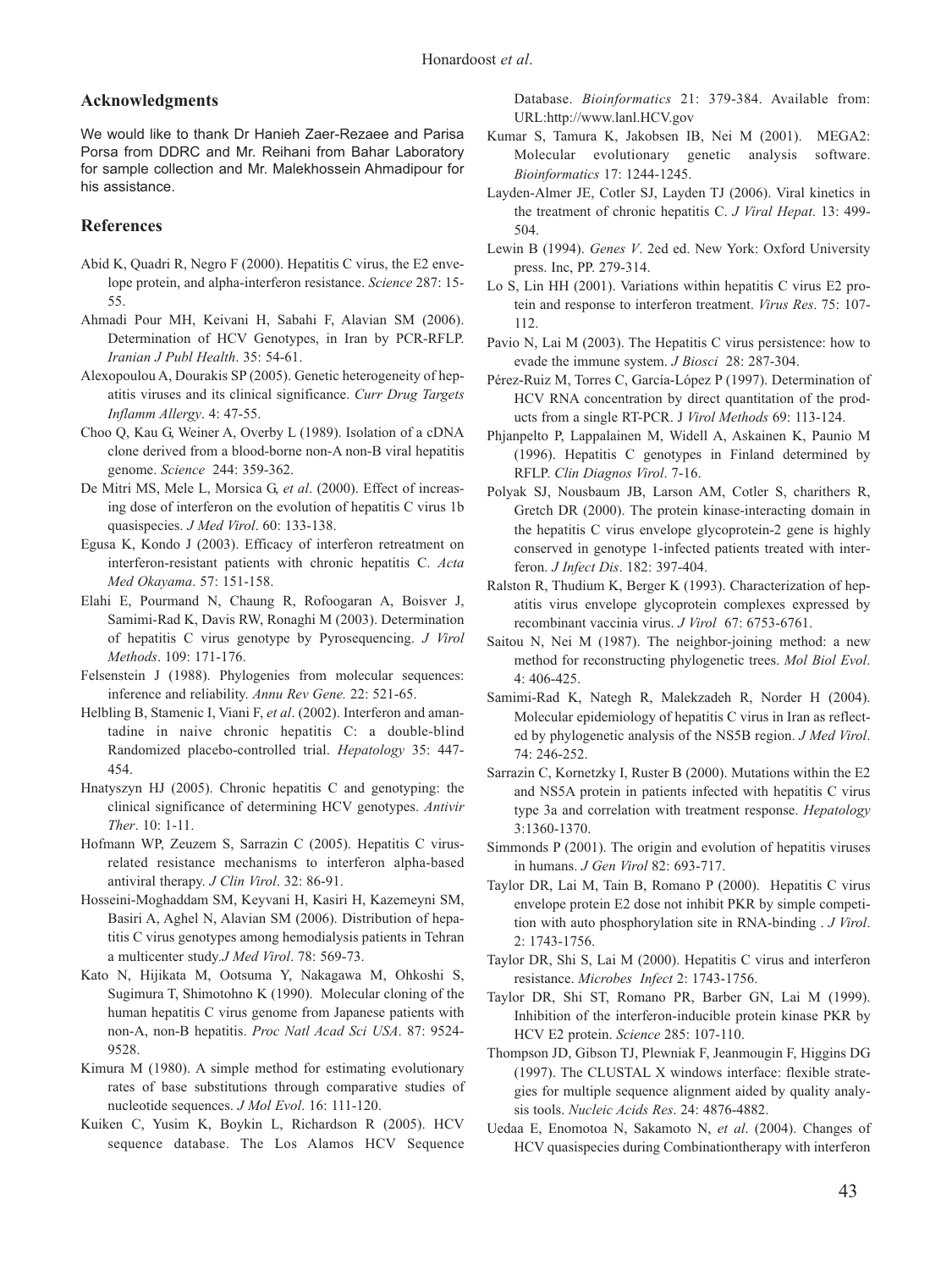## Acknowledgments

We would like to thank Dr Hanieh Zaer-Rezaee and Parisa Porsa from DDRC and Mr. Reihani from Bahar Laboratory for sample collection and Mr. Malekhossein Ahmadipour for his assistance.

## References

Abid K, Quadri R, Negro F (2000). Hepatitis C virus, the E2 envelope protein, and alpha-interferon resistance. *Science* 287: 15-55.

Ahmadi Pour MH, Keivani H, Sabahi F, Alavian SM (2006). Determination of HCV Genotypes, in Iran by PCR-RFLP. *Iranian J Publ Health*. 35: 54-61.

Alexopoulou A, Dourakis SP (2005). Genetic heterogeneity of hepatitis viruses and its clinical significance. *Curr Drug Targets Inflamm Allergy*. 4: 47-55.

Choo Q, Kau G, Weiner A, Overby L (1989). Isolation of a cDNA clone derived from a blood-borne non-A non-B viral hepatitis genome. *Science* 244: 359-362.

De Mitri MS, Mele L, Morsica G, *et al*. (2000). Effect of increasing dose of interferon on the evolution of hepatitis C virus 1b quasispecies. *J Med Virol*. 60: 133-138.

Egusa K, Kondo J (2003). Efficacy of interferon retreatment on interferon-resistant patients with chronic hepatitis C. *Acta Med Okayama*. 57: 151-158.

Elahi E, Pourmand N, Chaung R, Rofoogaran A, Boisver J, Samimi-Rad K, Davis RW, Ronaghi M (2003). Determination of hepatitis C virus genotype by Pyrosequencing. *J Virol Methods*. 109: 171-176.

Felsenstein J (1988). Phylogenies from molecular sequences: inference and reliability. *Annu Rev Gene.* 22: 521-65.

Helbling B, Stamenic I, Viani F, *et al*. (2002). Interferon and amantadine in naive chronic hepatitis C: a double-blind Randomized placebo-controlled trial. *Hepatology* 35: 447-454.

Hnatyszyn HJ (2005). Chronic hepatitis C and genotyping: the clinical significance of determining HCV genotypes. *Antivir Ther*. 10: 1-11.

Hofmann WP, Zeuzem S, Sarrazin C (2005). Hepatitis C virus-related resistance mechanisms to interferon alpha-based antiviral therapy. *J Clin Virol*. 32: 86-91.

Hosseini-Moghaddam SM, Keyvani H, Kasiri H, Kazemeyni SM, Basiri A, Aghel N, Alavian SM (2006). Distribution of hepatitis C virus genotypes among hemodialysis patients in Tehran a multicenter study.*J Med Virol*. 78: 569-73.

Kato N, Hijikata M, Ootsuma Y, Nakagawa M, Ohkoshi S, Sugimura T, Shimotohno K (1990). Molecular cloning of the human hepatitis C virus genome from Japanese patients with non-A, non-B hepatitis. *Proc Natl Acad Sci USA*. 87: 9524-9528.

Kimura M (1980). A simple method for estimating evolutionary rates of base substitutions through comparative studies of nucleotide sequences. *J Mol Evol*. 16: 111-120.

Kuiken C, Yusim K, Boykin L, Richardson R (2005). HCV sequence database. The Los Alamos HCV Sequence Database. *Bioinformatics* 21: 379-384. Available from: URL:http://www.lanl.HCV.gov

Kumar S, Tamura K, Jakobsen IB, Nei M (2001). MEGA2: Molecular evolutionary genetic analysis software. *Bioinformatics* 17: 1244-1245.

Layden-Almer JE, Cotler SJ, Layden TJ (2006). Viral kinetics in the treatment of chronic hepatitis C. *J Viral Hepat*. 13: 499-504.

Lewin B (1994). *Genes V*. 2ed ed. New York: Oxford University press. Inc, PP. 279-314.

Lo S, Lin HH (2001). Variations within hepatitis C virus E2 protein and response to interferon treatment. *Virus Res*. 75: 107-112.

Pavio N, Lai M (2003). The Hepatitis C virus persistence: how to evade the immune system. *J Biosci* 28: 287-304.

Pérez-Ruiz M, Torres C, García-López P (1997). Determination of HCV RNA concentration by direct quantitation of the products from a single RT-PCR. J *Virol Methods* 69: 113-124.

Phjanpelto P, Lappalainen M, Widell A, Askainen K, Paunio M (1996). Hepatitis C genotypes in Finland determined by RFLP. *Clin Diagnos Virol*. 7-16.

Polyak SJ, Nousbaum JB, Larson AM, Cotler S, charithers R, Gretch DR (2000). The protein kinase-interacting domain in the hepatitis C virus envelope glycoprotein-2 gene is highly conserved in genotype 1-infected patients treated with interferon. *J Infect Dis*. 182: 397-404.

Ralston R, Thudium K, Berger K (1993). Characterization of hepatitis virus envelope glycoprotein complexes expressed by recombinant vaccinia virus. *J Virol* 67: 6753-6761.

Saitou N, Nei M (1987). The neighbor-joining method: a new method for reconstructing phylogenetic trees. *Mol Biol Evol*. 4: 406-425.

Samimi-Rad K, Nategh R, Malekzadeh R, Norder H (2004). Molecular epidemiology of hepatitis C virus in Iran as reflected by phylogenetic analysis of the NS5B region. *J Med Virol*. 74: 246-252.

Sarrazin C, Kornetzky I, Ruster B (2000). Mutations within the E2 and NS5A protein in patients infected with hepatitis C virus type 3a and correlation with treatment response. *Hepatology* 3:1360-1370.

Simmonds P (2001). The origin and evolution of hepatitis viruses in humans. *J Gen Virol* 82: 693-717.

Taylor DR, Lai M, Tain B, Romano P (2000). Hepatitis C virus envelope protein E2 dose not inhibit PKR by simple competition with auto phosphorylation site in RNA-binding . *J Virol*. 2: 1743-1756.

Taylor DR, Shi S, Lai M (2000). Hepatitis C virus and interferon resistance. *Microbes Infect* 2: 1743-1756.

Taylor DR, Shi ST, Romano PR, Barber GN, Lai M (1999). Inhibition of the interferon-inducible protein kinase PKR by HCV E2 protein. *Science* 285: 107-110.

Thompson JD, Gibson TJ, Plewniak F, Jeanmougin F, Higgins DG (1997). The CLUSTAL X windows interface: flexible strategies for multiple sequence alignment aided by quality analysis tools. *Nucleic Acids Res*. 24: 4876-4882.

Uedaa E, Enomotoa N, Sakamoto N, *et al*. (2004). Changes of HCV quasispecies during Combinationtherapy with interferon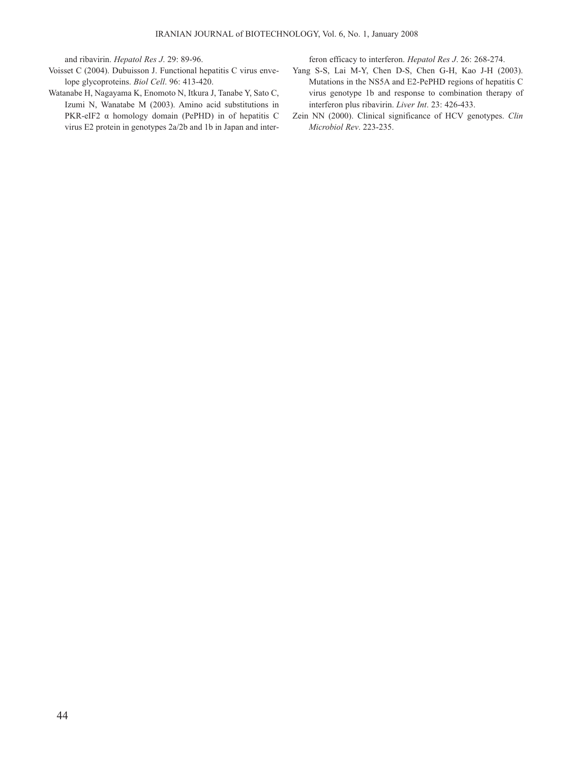and ribavirin. *Hepatol Res J*. 29: 89-96.

Voisset C (2004). Dubuisson J. Functional hepatitis C virus envelope glycoproteins. *Biol Cell*. 96: 413-420.

Watanabe H, Nagayama K, Enomoto N, Itkura J, Tanabe Y, Sato C, Izumi N, Wanatabe M (2003). Amino acid substitutions in PKR-eIF2 α homology domain (PePHD) in of hepatitis C virus E2 protein in genotypes 2a/2b and 1b in Japan and interferon efficacy to interferon. *Hepatol Res J*. 26: 268-274.

Yang S-S, Lai M-Y, Chen D-S, Chen G-H, Kao J-H (2003). Mutations in the NS5A and E2-PePHD regions of hepatitis C virus genotype 1b and response to combination therapy of interferon plus ribavirin. *Liver Int*. 23: 426-433.

Zein NN (2000). Clinical significance of HCV genotypes. *Clin Microbiol Rev*. 223-235.